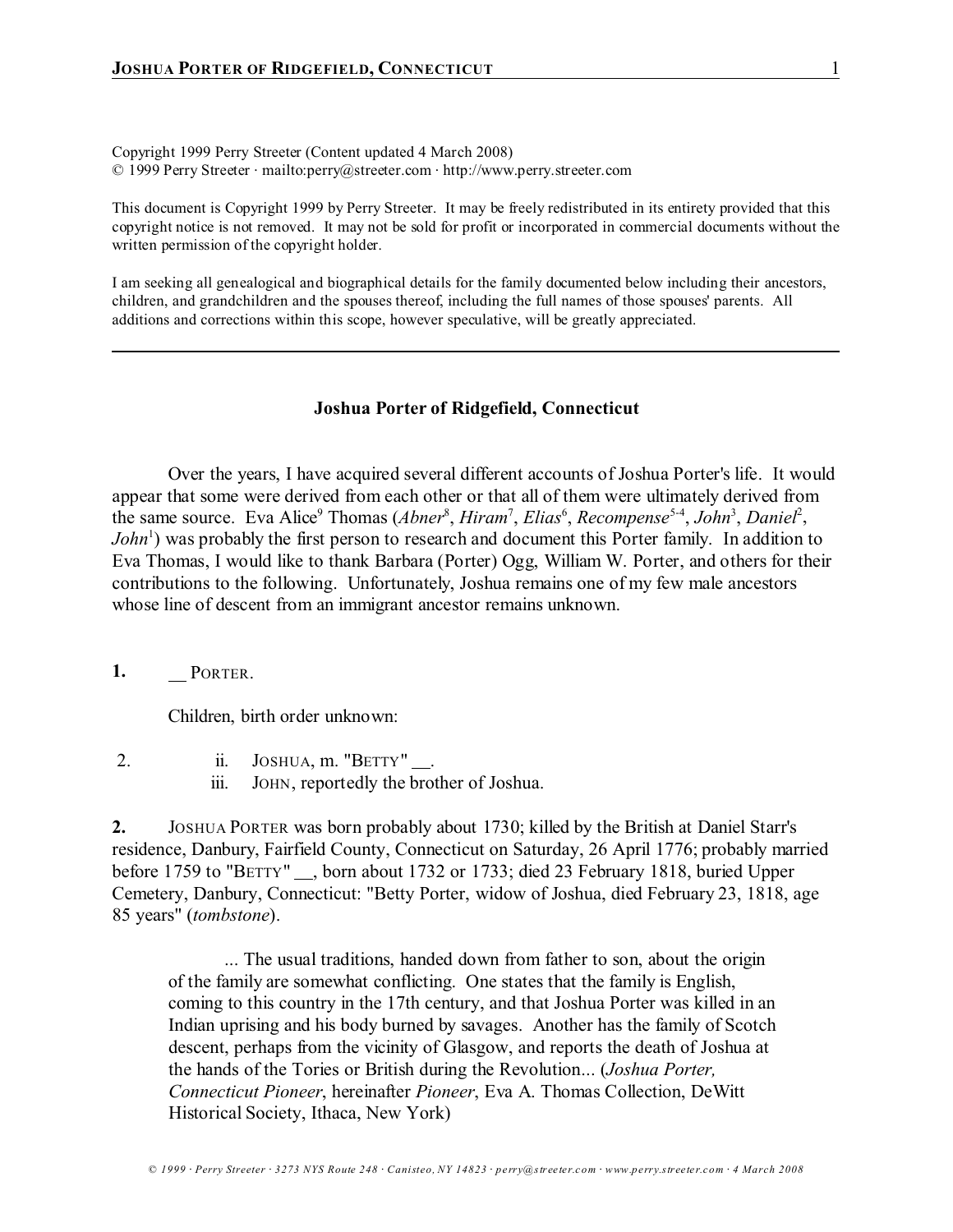Copyright 1999 Perry Streeter (Content updated 4 March 2008)
© 1999 Perry Streeter · mailto:perry@streeter.com · http://www.perry.streeter.com

This document is Copyright 1999 by Perry Streeter. It may be freely redistributed in its entirety provided that this copyright notice is not removed. It may not be sold for profit or incorporated in commercial documents without the written permission of the copyright holder.

I am seeking all genealogical and biographical details for the family documented below including their ancestors, children, and grandchildren and the spouses thereof, including the full names of those spouses' parents. All additions and corrections within this scope, however speculative, will be greatly appreciated.

---

## Joshua Porter of Ridgefield, Connecticut

Over the years, I have acquired several different accounts of Joshua Porter's life. It would appear that some were derived from each other or that all of them were ultimately derived from the same source. Eva Alice[9] Thomas (*Abner*[8], *Hiram*[7], *Elias*[6], *Recompense*[5-4], *John*[3], *Daniel*[2], *John*[1]) was probably the first person to research and document this Porter family. In addition to Eva Thomas, I would like to thank Barbara (Porter) Ogg, William W. Porter, and others for their contributions to the following. Unfortunately, Joshua remains one of my few male ancestors whose line of descent from an immigrant ancestor remains unknown.

**1.** __ PORTER.

Children, birth order unknown:

2. ii. JOSHUA, m. "BETTY" __.
   iii. JOHN, reportedly the brother of Joshua.

**2.** JOSHUA PORTER was born probably about 1730; killed by the British at Daniel Starr's residence, Danbury, Fairfield County, Connecticut on Saturday, 26 April 1776; probably married before 1759 to "BETTY" __, born about 1732 or 1733; died 23 February 1818, buried Upper Cemetery, Danbury, Connecticut: "Betty Porter, widow of Joshua, died February 23, 1818, age 85 years" (*tombstone*).

> ... The usual traditions, handed down from father to son, about the origin of the family are somewhat conflicting. One states that the family is English, coming to this country in the 17th century, and that Joshua Porter was killed in an Indian uprising and his body burned by savages. Another has the family of Scotch descent, perhaps from the vicinity of Glasgow, and reports the death of Joshua at the hands of the Tories or British during the Revolution... (*Joshua Porter, Connecticut Pioneer*, hereinafter *Pioneer*, Eva A. Thomas Collection, DeWitt Historical Society, Ithaca, New York)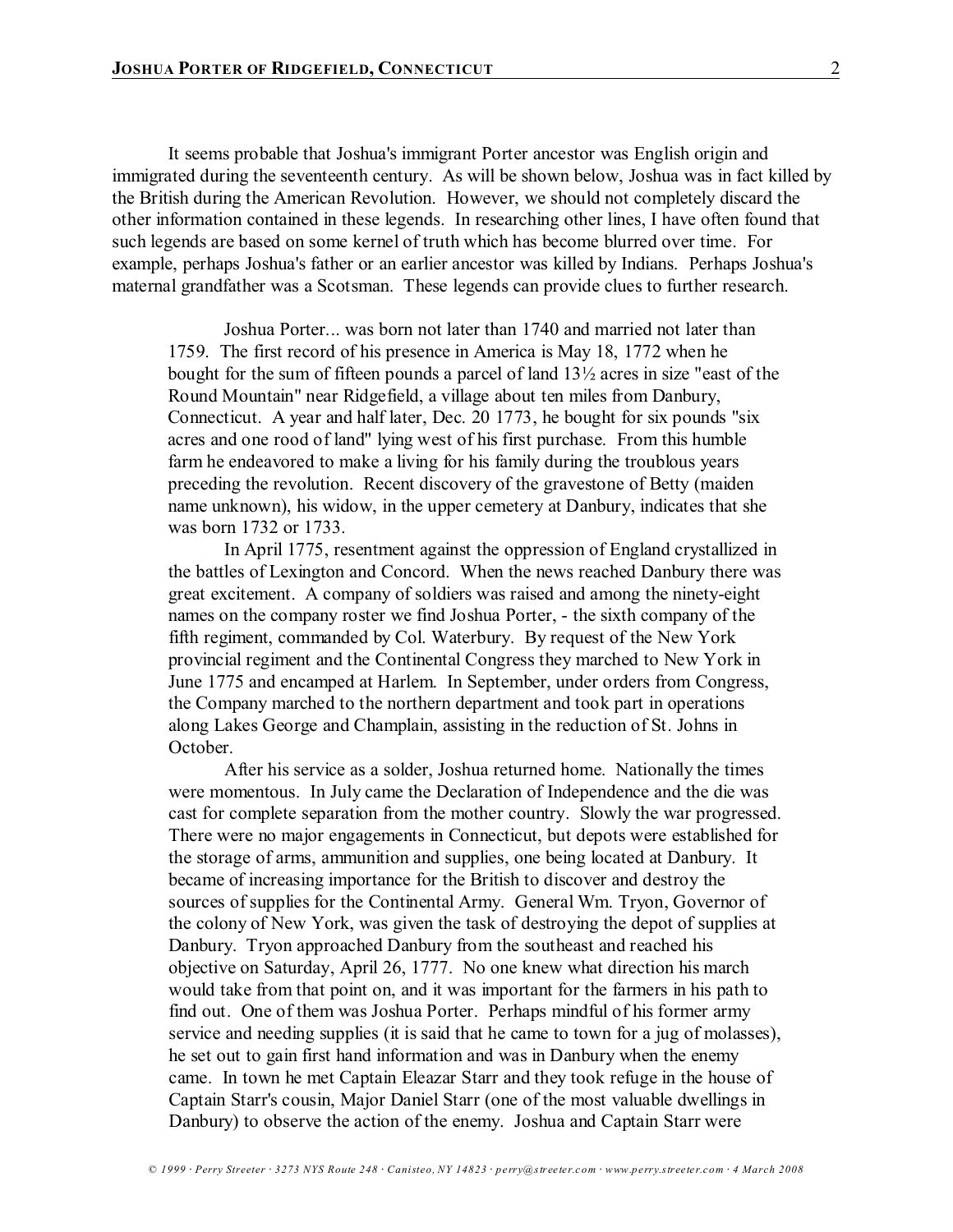It seems probable that Joshua's immigrant Porter ancestor was English origin and immigrated during the seventeenth century. As will be shown below, Joshua was in fact killed by the British during the American Revolution. However, we should not completely discard the other information contained in these legends. In researching other lines, I have often found that such legends are based on some kernel of truth which has become blurred over time. For example, perhaps Joshua's father or an earlier ancestor was killed by Indians. Perhaps Joshua's maternal grandfather was a Scotsman. These legends can provide clues to further research.

> Joshua Porter... was born not later than 1740 and married not later than 1759. The first record of his presence in America is May 18, 1772 when he bought for the sum of fifteen pounds a parcel of land 13½ acres in size "east of the Round Mountain" near Ridgefield, a village about ten miles from Danbury, Connecticut. A year and half later, Dec. 20 1773, he bought for six pounds "six acres and one rood of land" lying west of his first purchase. From this humble farm he endeavored to make a living for his family during the troublous years preceding the revolution. Recent discovery of the gravestone of Betty (maiden name unknown), his widow, in the upper cemetery at Danbury, indicates that she was born 1732 or 1733.
>
> In April 1775, resentment against the oppression of England crystallized in the battles of Lexington and Concord. When the news reached Danbury there was great excitement. A company of soldiers was raised and among the ninety-eight names on the company roster we find Joshua Porter, - the sixth company of the fifth regiment, commanded by Col. Waterbury. By request of the New York provincial regiment and the Continental Congress they marched to New York in June 1775 and encamped at Harlem. In September, under orders from Congress, the Company marched to the northern department and took part in operations along Lakes George and Champlain, assisting in the reduction of St. Johns in October.
>
> After his service as a solder, Joshua returned home. Nationally the times were momentous. In July came the Declaration of Independence and the die was cast for complete separation from the mother country. Slowly the war progressed. There were no major engagements in Connecticut, but depots were established for the storage of arms, ammunition and supplies, one being located at Danbury. It became of increasing importance for the British to discover and destroy the sources of supplies for the Continental Army. General Wm. Tryon, Governor of the colony of New York, was given the task of destroying the depot of supplies at Danbury. Tryon approached Danbury from the southeast and reached his objective on Saturday, April 26, 1777. No one knew what direction his march would take from that point on, and it was important for the farmers in his path to find out. One of them was Joshua Porter. Perhaps mindful of his former army service and needing supplies (it is said that he came to town for a jug of molasses), he set out to gain first hand information and was in Danbury when the enemy came. In town he met Captain Eleazar Starr and they took refuge in the house of Captain Starr's cousin, Major Daniel Starr (one of the most valuable dwellings in Danbury) to observe the action of the enemy. Joshua and Captain Starr were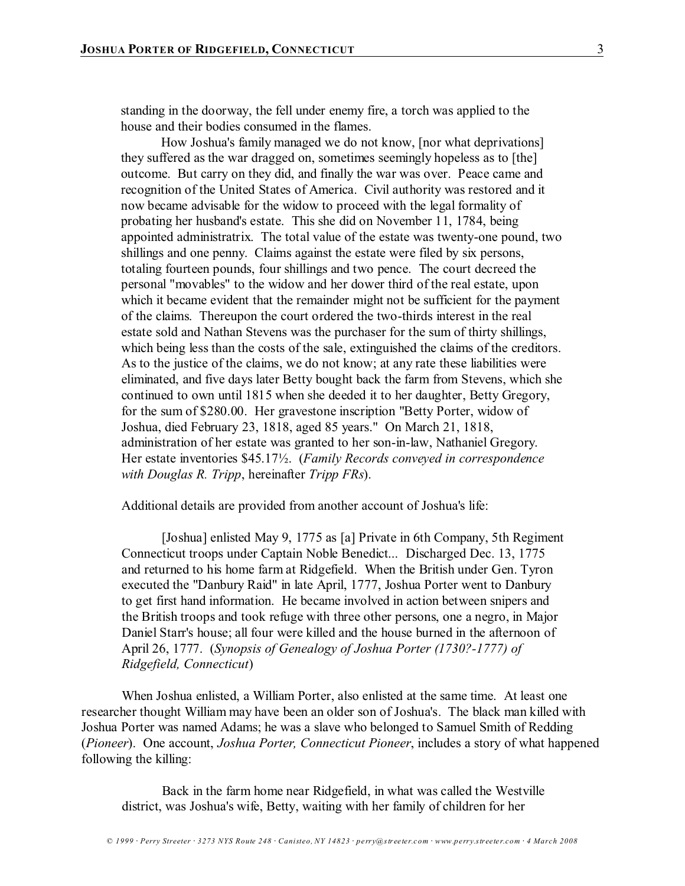standing in the doorway, the fell under enemy fire, a torch was applied to the house and their bodies consumed in the flames.

How Joshua's family managed we do not know, [nor what deprivations] they suffered as the war dragged on, sometimes seemingly hopeless as to [the] outcome. But carry on they did, and finally the war was over. Peace came and recognition of the United States of America. Civil authority was restored and it now became advisable for the widow to proceed with the legal formality of probating her husband's estate. This she did on November 11, 1784, being appointed administratrix. The total value of the estate was twenty-one pound, two shillings and one penny. Claims against the estate were filed by six persons, totaling fourteen pounds, four shillings and two pence. The court decreed the personal "movables" to the widow and her dower third of the real estate, upon which it became evident that the remainder might not be sufficient for the payment of the claims. Thereupon the court ordered the two-thirds interest in the real estate sold and Nathan Stevens was the purchaser for the sum of thirty shillings, which being less than the costs of the sale, extinguished the claims of the creditors. As to the justice of the claims, we do not know; at any rate these liabilities were eliminated, and five days later Betty bought back the farm from Stevens, which she continued to own until 1815 when she deeded it to her daughter, Betty Gregory, for the sum of $280.00. Her gravestone inscription "Betty Porter, widow of Joshua, died February 23, 1818, aged 85 years." On March 21, 1818, administration of her estate was granted to her son-in-law, Nathaniel Gregory. Her estate inventories $45.17½. (*Family Records conveyed in correspondence with Douglas R. Tripp*, hereinafter *Tripp FRs*).

Additional details are provided from another account of Joshua's life:

> [Joshua] enlisted May 9, 1775 as [a] Private in 6th Company, 5th Regiment Connecticut troops under Captain Noble Benedict... Discharged Dec. 13, 1775 and returned to his home farm at Ridgefield. When the British under Gen. Tyron executed the "Danbury Raid" in late April, 1777, Joshua Porter went to Danbury to get first hand information. He became involved in action between snipers and the British troops and took refuge with three other persons, one a negro, in Major Daniel Starr's house; all four were killed and the house burned in the afternoon of April 26, 1777. (*Synopsis of Genealogy of Joshua Porter (1730?-1777) of Ridgefield, Connecticut*)

When Joshua enlisted, a William Porter, also enlisted at the same time. At least one researcher thought William may have been an older son of Joshua's. The black man killed with Joshua Porter was named Adams; he was a slave who belonged to Samuel Smith of Redding (*Pioneer*). One account, *Joshua Porter, Connecticut Pioneer*, includes a story of what happened following the killing:

> Back in the farm home near Ridgefield, in what was called the Westville district, was Joshua's wife, Betty, waiting with her family of children for her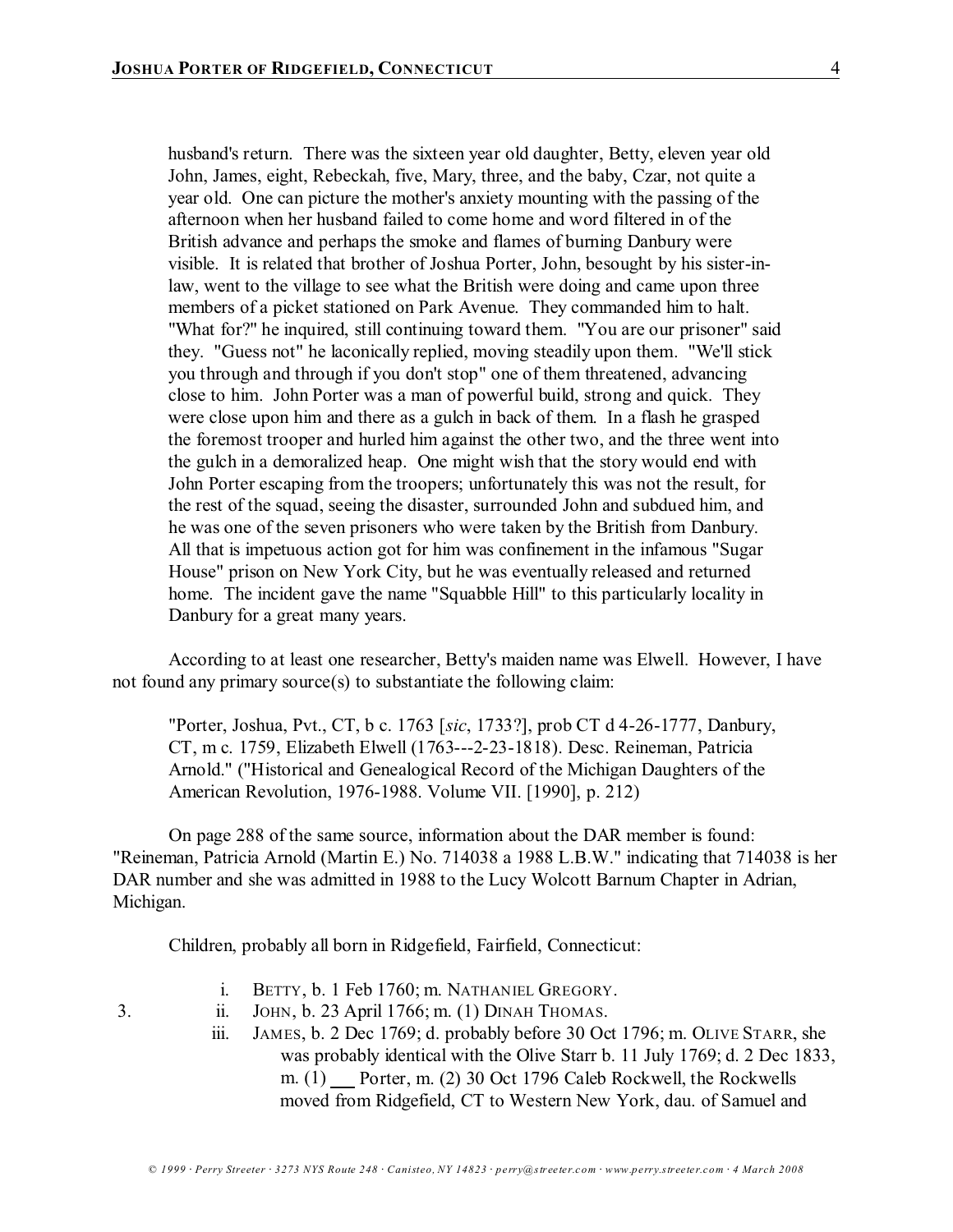husband's return. There was the sixteen year old daughter, Betty, eleven year old John, James, eight, Rebeckah, five, Mary, three, and the baby, Czar, not quite a year old. One can picture the mother's anxiety mounting with the passing of the afternoon when her husband failed to come home and word filtered in of the British advance and perhaps the smoke and flames of burning Danbury were visible. It is related that brother of Joshua Porter, John, besought by his sister-in-law, went to the village to see what the British were doing and came upon three members of a picket stationed on Park Avenue. They commanded him to halt. "What for?" he inquired, still continuing toward them. "You are our prisoner" said they. "Guess not" he laconically replied, moving steadily upon them. "We'll stick you through and through if you don't stop" one of them threatened, advancing close to him. John Porter was a man of powerful build, strong and quick. They were close upon him and there as a gulch in back of them. In a flash he grasped the foremost trooper and hurled him against the other two, and the three went into the gulch in a demoralized heap. One might wish that the story would end with John Porter escaping from the troopers; unfortunately this was not the result, for the rest of the squad, seeing the disaster, surrounded John and subdued him, and he was one of the seven prisoners who were taken by the British from Danbury. All that is impetuous action got for him was confinement in the infamous "Sugar House" prison on New York City, but he was eventually released and returned home. The incident gave the name "Squabble Hill" to this particularly locality in Danbury for a great many years.

According to at least one researcher, Betty's maiden name was Elwell. However, I have not found any primary source(s) to substantiate the following claim:

> "Porter, Joshua, Pvt., CT, b c. 1763 [*sic*, 1733?], prob CT d 4-26-1777, Danbury, CT, m c. 1759, Elizabeth Elwell (1763---2-23-1818). Desc. Reineman, Patricia Arnold." ("Historical and Genealogical Record of the Michigan Daughters of the American Revolution, 1976-1988. Volume VII. [1990], p. 212)

On page 288 of the same source, information about the DAR member is found: "Reineman, Patricia Arnold (Martin E.) No. 714038 a 1988 L.B.W." indicating that 714038 is her DAR number and she was admitted in 1988 to the Lucy Wolcott Barnum Chapter in Adrian, Michigan.

Children, probably all born in Ridgefield, Fairfield, Connecticut:

- i. BETTY, b. 1 Feb 1760; m. NATHANIEL GREGORY.
- 3. ii. JOHN, b. 23 April 1766; m. (1) DINAH THOMAS.
- iii. JAMES, b. 2 Dec 1769; d. probably before 30 Oct 1796; m. OLIVE STARR, she was probably identical with the Olive Starr b. 11 July 1769; d. 2 Dec 1833, m. (1) ___ Porter, m. (2) 30 Oct 1796 Caleb Rockwell, the Rockwells moved from Ridgefield, CT to Western New York, dau. of Samuel and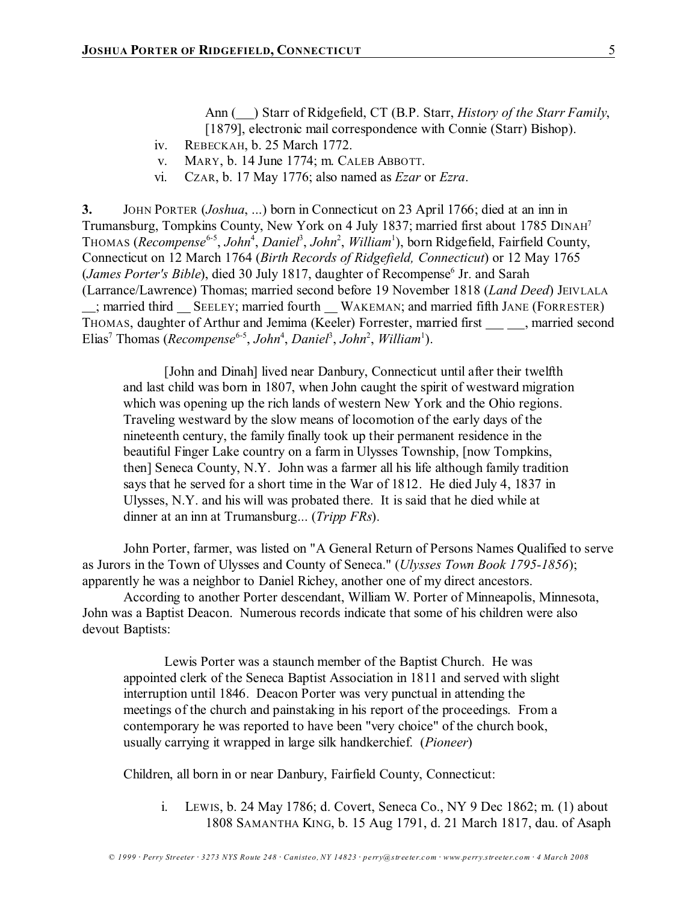Ann (___) Starr of Ridgefield, CT (B.P. Starr, *History of the Starr Family*, [1879], electronic mail correspondence with Connie (Starr) Bishop).

iv. REBECKAH, b. 25 March 1772.

v. MARY, b. 14 June 1774; m. CALEB ABBOTT.

vi. CZAR, b. 17 May 1776; also named as *Ezar* or *Ezra*.

**3.** JOHN PORTER (*Joshua*, ...) born in Connecticut on 23 April 1766; died at an inn in Trumansburg, Tompkins County, New York on 4 July 1837; married first about 1785 DINAH[7] THOMAS (*Recompense*[6-5], *John*[4], *Daniel*[3], *John*[2], *William*[1]), born Ridgefield, Fairfield County, Connecticut on 12 March 1764 (*Birth Records of Ridgefield, Connecticut*) or 12 May 1765 (*James Porter's Bible*), died 30 July 1817, daughter of Recompense[6] Jr. and Sarah (Larrance/Lawrence) Thomas; married second before 19 November 1818 (*Land Deed*) JEIVLALA __; married third __ SEELEY; married fourth __ WAKEMAN; and married fifth JANE (FORRESTER) THOMAS, daughter of Arthur and Jemima (Keeler) Forrester, married first ___ ___, married second Elias[7] Thomas (*Recompense*[6-5], *John*[4], *Daniel*[3], *John*[2], *William*[1]).

> [John and Dinah] lived near Danbury, Connecticut until after their twelfth and last child was born in 1807, when John caught the spirit of westward migration which was opening up the rich lands of western New York and the Ohio regions. Traveling westward by the slow means of locomotion of the early days of the nineteenth century, the family finally took up their permanent residence in the beautiful Finger Lake country on a farm in Ulysses Township, [now Tompkins, then] Seneca County, N.Y. John was a farmer all his life although family tradition says that he served for a short time in the War of 1812. He died July 4, 1837 in Ulysses, N.Y. and his will was probated there. It is said that he died while at dinner at an inn at Trumansburg... (*Tripp FRs*).

John Porter, farmer, was listed on "A General Return of Persons Names Qualified to serve as Jurors in the Town of Ulysses and County of Seneca." (*Ulysses Town Book 1795-1856*); apparently he was a neighbor to Daniel Richey, another one of my direct ancestors.

According to another Porter descendant, William W. Porter of Minneapolis, Minnesota, John was a Baptist Deacon. Numerous records indicate that some of his children were also devout Baptists:

> Lewis Porter was a staunch member of the Baptist Church. He was appointed clerk of the Seneca Baptist Association in 1811 and served with slight interruption until 1846. Deacon Porter was very punctual in attending the meetings of the church and painstaking in his report of the proceedings. From a contemporary he was reported to have been "very choice" of the church book, usually carrying it wrapped in large silk handkerchief. (*Pioneer*)

Children, all born in or near Danbury, Fairfield County, Connecticut:

i. LEWIS, b. 24 May 1786; d. Covert, Seneca Co., NY 9 Dec 1862; m. (1) about 1808 SAMANTHA KING, b. 15 Aug 1791, d. 21 March 1817, dau. of Asaph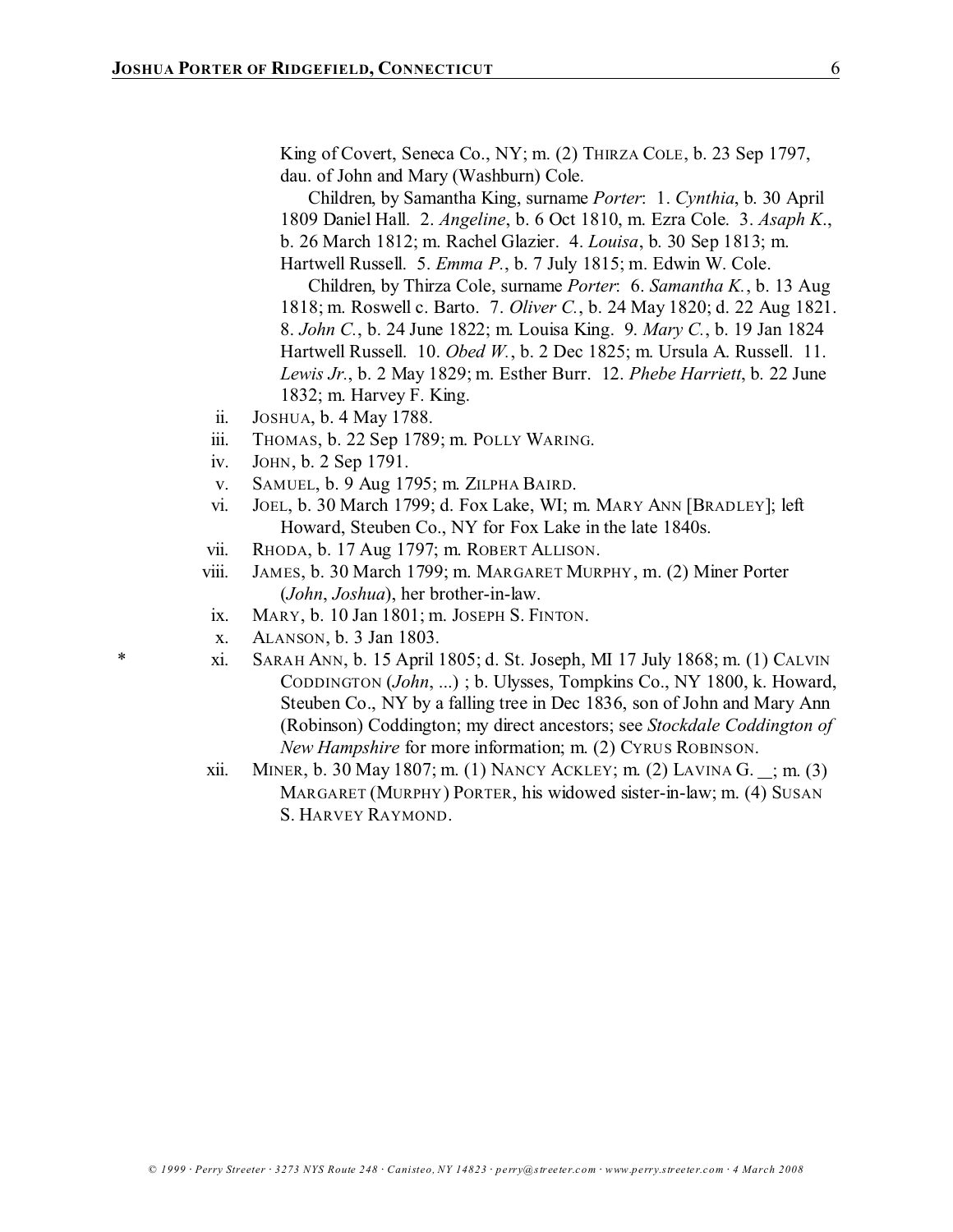King of Covert, Seneca Co., NY; m. (2) THIRZA COLE, b. 23 Sep 1797, dau. of John and Mary (Washburn) Cole.

Children, by Samantha King, surname *Porter*: 1. *Cynthia*, b. 30 April 1809 Daniel Hall. 2. *Angeline*, b. 6 Oct 1810, m. Ezra Cole. 3. *Asaph K.*, b. 26 March 1812; m. Rachel Glazier. 4. *Louisa*, b. 30 Sep 1813; m. Hartwell Russell. 5. *Emma P.*, b. 7 July 1815; m. Edwin W. Cole.

Children, by Thirza Cole, surname *Porter*: 6. *Samantha K.*, b. 13 Aug 1818; m. Roswell c. Barto. 7. *Oliver C.*, b. 24 May 1820; d. 22 Aug 1821. 8. *John C.*, b. 24 June 1822; m. Louisa King. 9. *Mary C.*, b. 19 Jan 1824 Hartwell Russell. 10. *Obed W.*, b. 2 Dec 1825; m. Ursula A. Russell. 11. *Lewis Jr.*, b. 2 May 1829; m. Esther Burr. 12. *Phebe Harriett*, b. 22 June 1832; m. Harvey F. King.

ii. JOSHUA, b. 4 May 1788.

iii. THOMAS, b. 22 Sep 1789; m. POLLY WARING.

iv. JOHN, b. 2 Sep 1791.

v. SAMUEL, b. 9 Aug 1795; m. ZILPHA BAIRD.

vi. JOEL, b. 30 March 1799; d. Fox Lake, WI; m. MARY ANN [BRADLEY]; left Howard, Steuben Co., NY for Fox Lake in the late 1840s.

vii. RHODA, b. 17 Aug 1797; m. ROBERT ALLISON.

viii. JAMES, b. 30 March 1799; m. MARGARET MURPHY, m. (2) Miner Porter (*John*, *Joshua*), her brother-in-law.

ix. MARY, b. 10 Jan 1801; m. JOSEPH S. FINTON.

x. ALANSON, b. 3 Jan 1803.

\* xi. SARAH ANN, b. 15 April 1805; d. St. Joseph, MI 17 July 1868; m. (1) CALVIN CODDINGTON (*John*, ...) ; b. Ulysses, Tompkins Co., NY 1800, k. Howard, Steuben Co., NY by a falling tree in Dec 1836, son of John and Mary Ann (Robinson) Coddington; my direct ancestors; see *Stockdale Coddington of New Hampshire* for more information; m. (2) CYRUS ROBINSON.

xii. MINER, b. 30 May 1807; m. (1) NANCY ACKLEY; m. (2) LAVINA G. __; m. (3) MARGARET (MURPHY) PORTER, his widowed sister-in-law; m. (4) SUSAN S. HARVEY RAYMOND.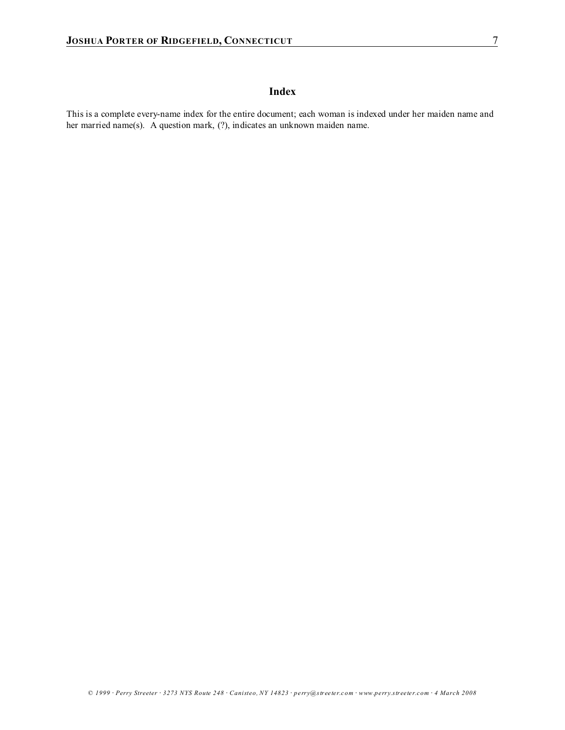## Index

This is a complete every-name index for the entire document; each woman is indexed under her maiden name and her married name(s). A question mark, (?), indicates an unknown maiden name.